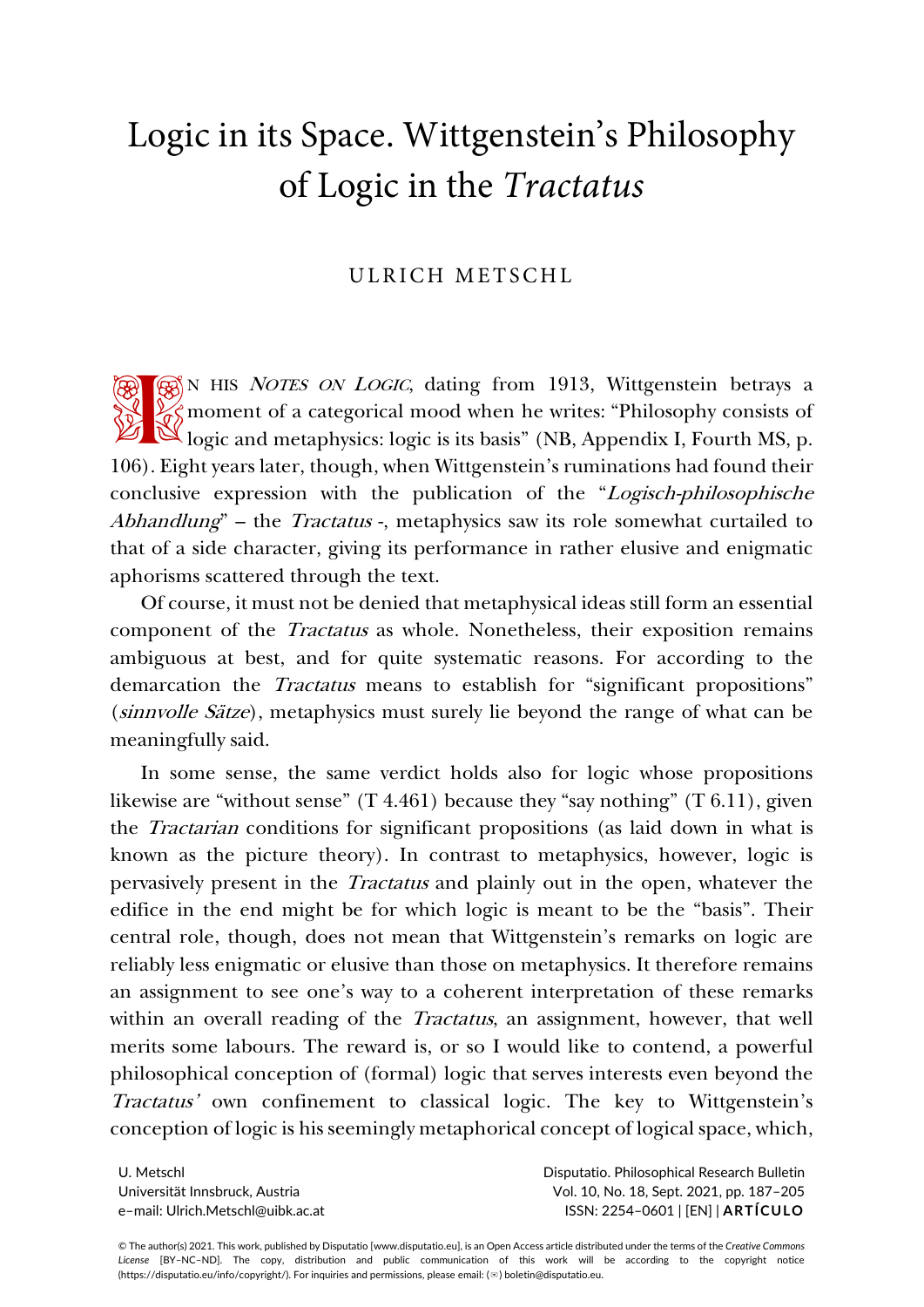# Logic in its Space. Wittgenstein's Philosophy of Logic in the *Tractatus*

ULRICH METSCHL

In his *Notes on Logic*, dating from 1913, Wittgenstein betrays a moment of a categorical mood when he writes: "Philosophy consists of logic and metaphysics: logic is its basis" (NB, Appendix I, Fourth MS, p. 106). Eight years later, though, when Wittgenstein's ruminations had found their conclusive expression with the publication of the "*Logisch-philosophische Abhandlung*" – the *Tractatus* -, metaphysics saw its role somewhat curtailed to that of a side character, giving its performance in rather elusive and enigmatic aphorisms scattered through the text.

Of course, it must not be denied that metaphysical ideas still form an essential component of the *Tractatus* as whole. Nonetheless, their exposition remains ambiguous at best, and for quite systematic reasons. For according to the demarcation the *Tractatus* means to establish for "significant propositions" (*sinnvolle Sätze*), metaphysics must surely lie beyond the range of what can be meaningfully said.

In some sense, the same verdict holds also for logic whose propositions likewise are "without sense" (T 4.461) because they "say nothing" (T 6.11), given the *Tractarian* conditions for significant propositions (as laid down in what is known as the picture theory). In contrast to metaphysics, however, logic is pervasively present in the *Tractatus* and plainly out in the open, whatever the edifice in the end might be for which logic is meant to be the "basis". Their central role, though, does not mean that Wittgenstein's remarks on logic are reliably less enigmatic or elusive than those on metaphysics. It therefore remains an assignment to see one's way to a coherent interpretation of these remarks within an overall reading of the *Tractatus*, an assignment, however, that well merits some labours. The reward is, or so I would like to contend, a powerful philosophical conception of (formal) logic that serves interests even beyond the *Tractatus'* own confinement to classical logic. The key to Wittgenstein's conception of logic is his seemingly metaphorical concept of logical space, which,

U. Metschl
Universität Innsbruck, Austria
e–mail: Ulrich.Metschl@uibk.ac.at

© The author(s) 2021. This work, published by Disputatio [www.disputatio.eu], is an Open Access article distributed under the terms of the *Creative Commons License* [BY–NC–ND]. The copy, distribution and public communication of this work will be according to the copyright notice (https://disputatio.eu/info/copyright/). For inquiries and permissions, please email: boletin@disputatio.eu.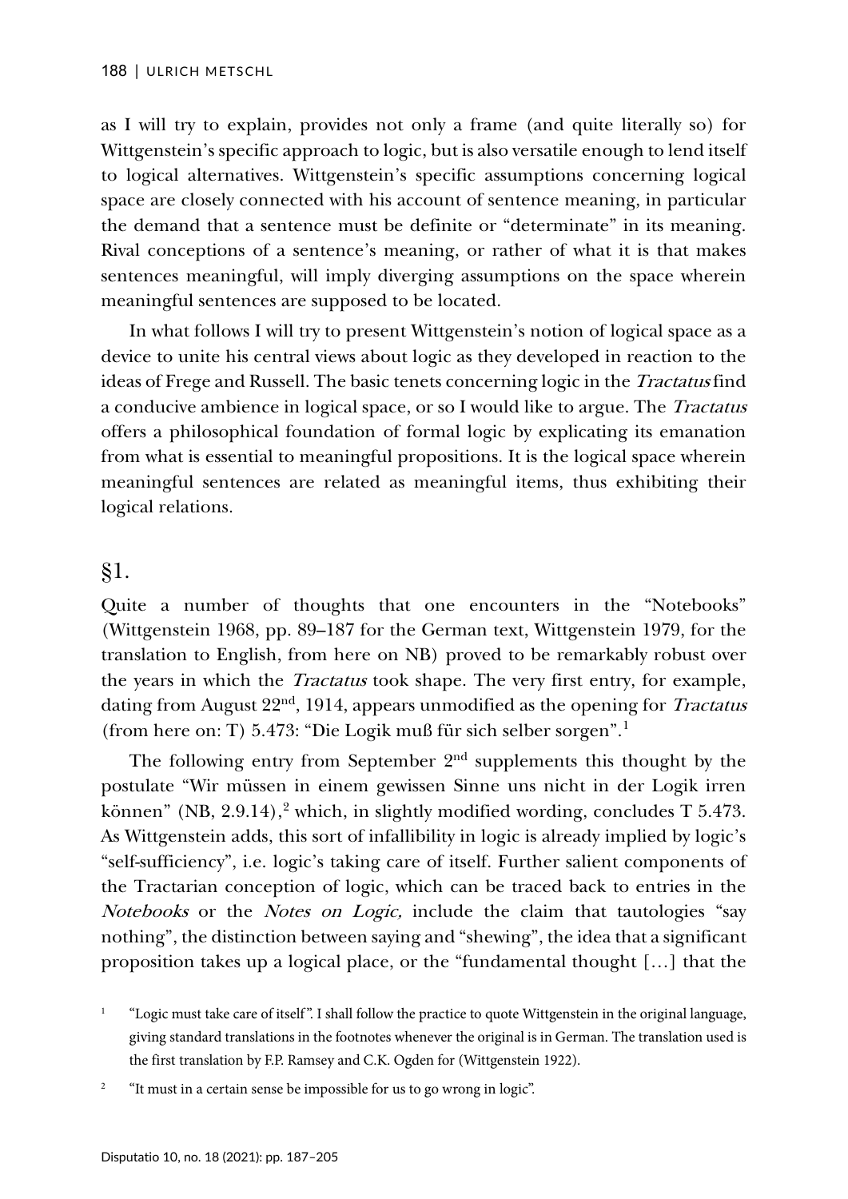as I will try to explain, provides not only a frame (and quite literally so) for Wittgenstein's specific approach to logic, but is also versatile enough to lend itself to logical alternatives. Wittgenstein's specific assumptions concerning logical space are closely connected with his account of sentence meaning, in particular the demand that a sentence must be definite or "determinate" in its meaning. Rival conceptions of a sentence's meaning, or rather of what it is that makes sentences meaningful, will imply diverging assumptions on the space wherein meaningful sentences are supposed to be located.

In what follows I will try to present Wittgenstein's notion of logical space as a device to unite his central views about logic as they developed in reaction to the ideas of Frege and Russell. The basic tenets concerning logic in the *Tractatus* find a conducive ambience in logical space, or so I would like to argue. The *Tractatus* offers a philosophical foundation of formal logic by explicating its emanation from what is essential to meaningful propositions. It is the logical space wherein meaningful sentences are related as meaningful items, thus exhibiting their logical relations.

## §1.

Quite a number of thoughts that one encounters in the "Notebooks" (Wittgenstein 1968, pp. 89–187 for the German text, Wittgenstein 1979, for the translation to English, from here on NB) proved to be remarkably robust over the years in which the *Tractatus* took shape. The very first entry, for example, dating from August 22nd, 1914, appears unmodified as the opening for *Tractatus* (from here on: T) 5.473: "Die Logik muß für sich selber sorgen".[1]

The following entry from September 2nd supplements this thought by the postulate "Wir müssen in einem gewissen Sinne uns nicht in der Logik irren können" (NB, 2.9.14),[2] which, in slightly modified wording, concludes T 5.473. As Wittgenstein adds, this sort of infallibility in logic is already implied by logic's "self-sufficiency", i.e. logic's taking care of itself. Further salient components of the Tractarian conception of logic, which can be traced back to entries in the *Notebooks* or the *Notes on Logic,* include the claim that tautologies "say nothing", the distinction between saying and "shewing", the idea that a significant proposition takes up a logical place, or the "fundamental thought […] that the

[1] "Logic must take care of itself". I shall follow the practice to quote Wittgenstein in the original language, giving standard translations in the footnotes whenever the original is in German. The translation used is the first translation by F.P. Ramsey and C.K. Ogden for (Wittgenstein 1922).

[2] "It must in a certain sense be impossible for us to go wrong in logic".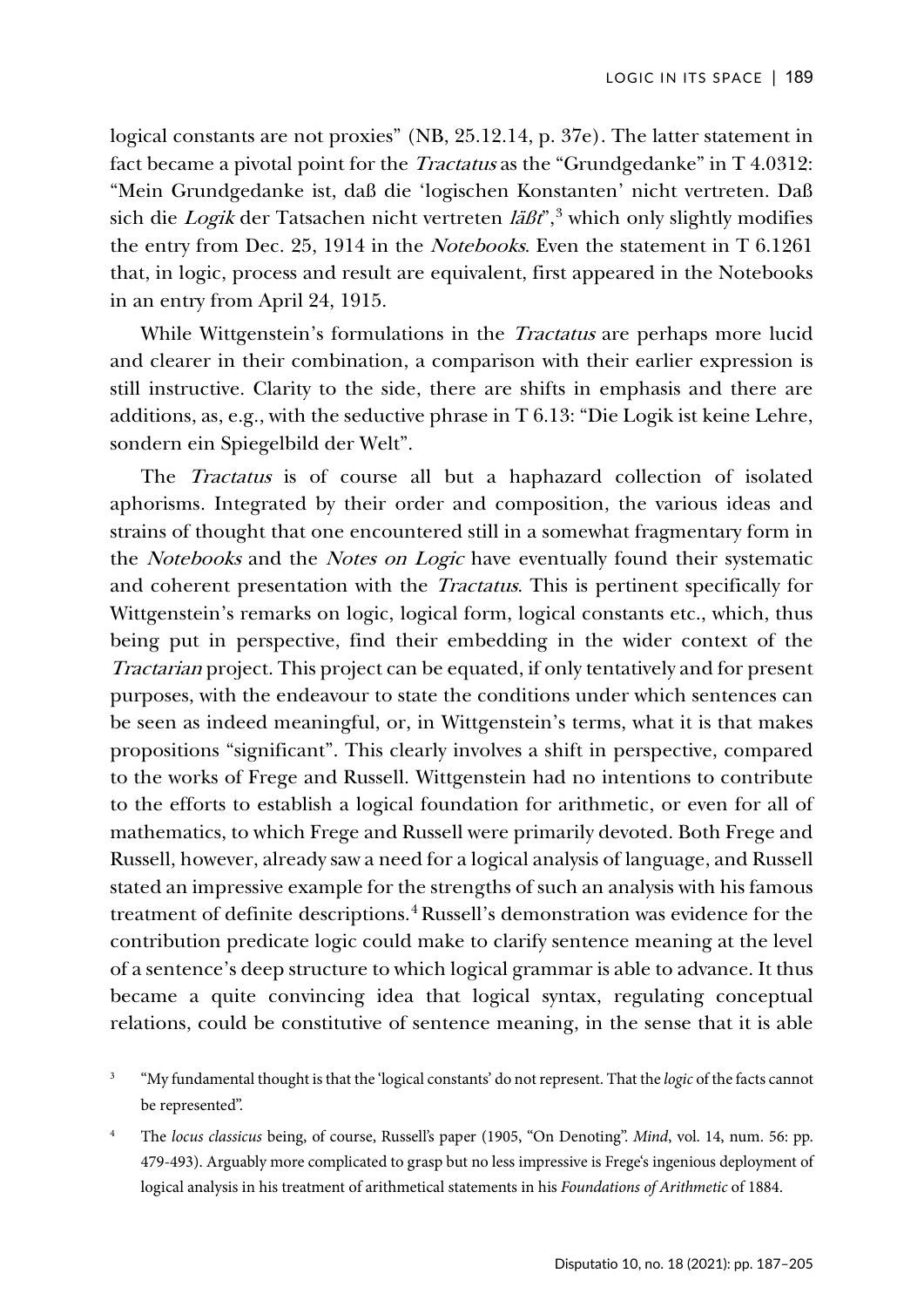logical constants are not proxies" (NB, 25.12.14, p. 37e). The latter statement in fact became a pivotal point for the *Tractatus* as the "Grundgedanke" in T 4.0312: "Mein Grundgedanke ist, daß die 'logischen Konstanten' nicht vertreten. Daß sich die *Logik* der Tatsachen nicht vertreten *läßt*",[3] which only slightly modifies the entry from Dec. 25, 1914 in the *Notebooks*. Even the statement in T 6.1261 that, in logic, process and result are equivalent, first appeared in the Notebooks in an entry from April 24, 1915.

While Wittgenstein's formulations in the *Tractatus* are perhaps more lucid and clearer in their combination, a comparison with their earlier expression is still instructive. Clarity to the side, there are shifts in emphasis and there are additions, as, e.g., with the seductive phrase in T 6.13: "Die Logik ist keine Lehre, sondern ein Spiegelbild der Welt".

The *Tractatus* is of course all but a haphazard collection of isolated aphorisms. Integrated by their order and composition, the various ideas and strains of thought that one encountered still in a somewhat fragmentary form in the *Notebooks* and the *Notes on Logic* have eventually found their systematic and coherent presentation with the *Tractatus*. This is pertinent specifically for Wittgenstein's remarks on logic, logical form, logical constants etc., which, thus being put in perspective, find their embedding in the wider context of the *Tractarian* project. This project can be equated, if only tentatively and for present purposes, with the endeavour to state the conditions under which sentences can be seen as indeed meaningful, or, in Wittgenstein's terms, what it is that makes propositions "significant". This clearly involves a shift in perspective, compared to the works of Frege and Russell. Wittgenstein had no intentions to contribute to the efforts to establish a logical foundation for arithmetic, or even for all of mathematics, to which Frege and Russell were primarily devoted. Both Frege and Russell, however, already saw a need for a logical analysis of language, and Russell stated an impressive example for the strengths of such an analysis with his famous treatment of definite descriptions.[4] Russell's demonstration was evidence for the contribution predicate logic could make to clarify sentence meaning at the level of a sentence's deep structure to which logical grammar is able to advance. It thus became a quite convincing idea that logical syntax, regulating conceptual relations, could be constitutive of sentence meaning, in the sense that it is able

[3] "My fundamental thought is that the 'logical constants' do not represent. That the *logic* of the facts cannot be represented".

[4] The *locus classicus* being, of course, Russell's paper (1905, "On Denoting". *Mind*, vol. 14, num. 56: pp. 479-493). Arguably more complicated to grasp but no less impressive is Frege's ingenious deployment of logical analysis in his treatment of arithmetical statements in his *Foundations of Arithmetic* of 1884.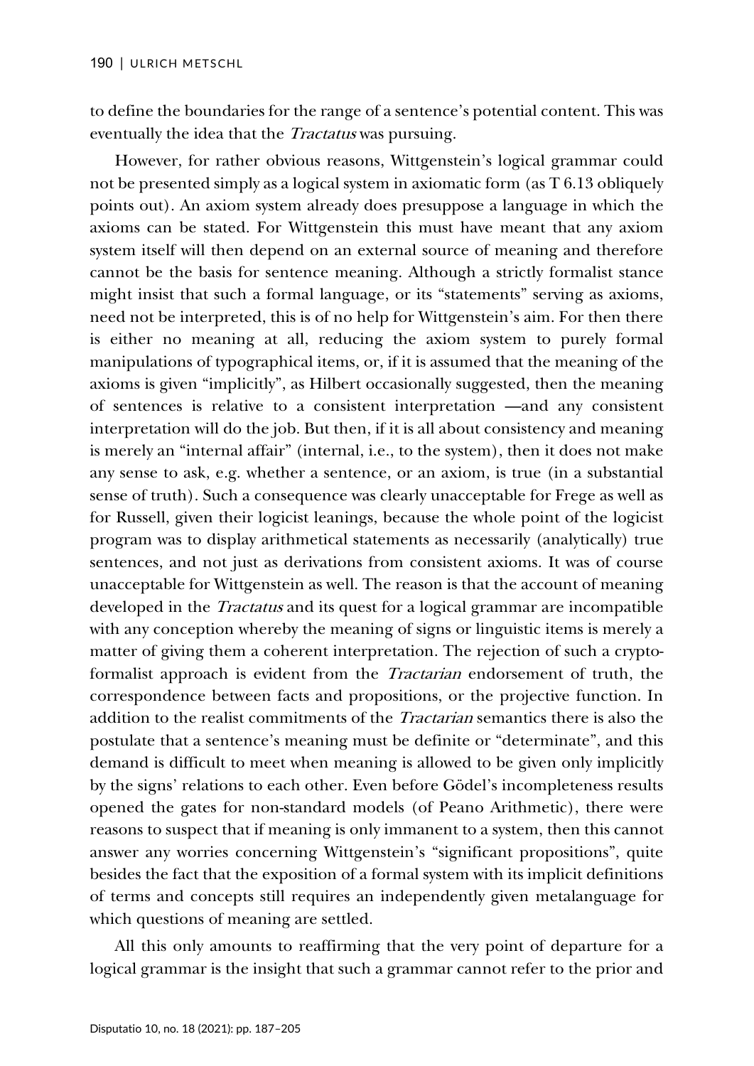to define the boundaries for the range of a sentence's potential content. This was eventually the idea that the *Tractatus* was pursuing.

However, for rather obvious reasons, Wittgenstein's logical grammar could not be presented simply as a logical system in axiomatic form (as T 6.13 obliquely points out). An axiom system already does presuppose a language in which the axioms can be stated. For Wittgenstein this must have meant that any axiom system itself will then depend on an external source of meaning and therefore cannot be the basis for sentence meaning. Although a strictly formalist stance might insist that such a formal language, or its "statements" serving as axioms, need not be interpreted, this is of no help for Wittgenstein's aim. For then there is either no meaning at all, reducing the axiom system to purely formal manipulations of typographical items, or, if it is assumed that the meaning of the axioms is given "implicitly", as Hilbert occasionally suggested, then the meaning of sentences is relative to a consistent interpretation —and any consistent interpretation will do the job. But then, if it is all about consistency and meaning is merely an "internal affair" (internal, i.e., to the system), then it does not make any sense to ask, e.g. whether a sentence, or an axiom, is true (in a substantial sense of truth). Such a consequence was clearly unacceptable for Frege as well as for Russell, given their logicist leanings, because the whole point of the logicist program was to display arithmetical statements as necessarily (analytically) true sentences, and not just as derivations from consistent axioms. It was of course unacceptable for Wittgenstein as well. The reason is that the account of meaning developed in the *Tractatus* and its quest for a logical grammar are incompatible with any conception whereby the meaning of signs or linguistic items is merely a matter of giving them a coherent interpretation. The rejection of such a crypto-formalist approach is evident from the *Tractarian* endorsement of truth, the correspondence between facts and propositions, or the projective function. In addition to the realist commitments of the *Tractarian* semantics there is also the postulate that a sentence's meaning must be definite or "determinate", and this demand is difficult to meet when meaning is allowed to be given only implicitly by the signs' relations to each other. Even before Gödel's incompleteness results opened the gates for non-standard models (of Peano Arithmetic), there were reasons to suspect that if meaning is only immanent to a system, then this cannot answer any worries concerning Wittgenstein's "significant propositions", quite besides the fact that the exposition of a formal system with its implicit definitions of terms and concepts still requires an independently given metalanguage for which questions of meaning are settled.

All this only amounts to reaffirming that the very point of departure for a logical grammar is the insight that such a grammar cannot refer to the prior and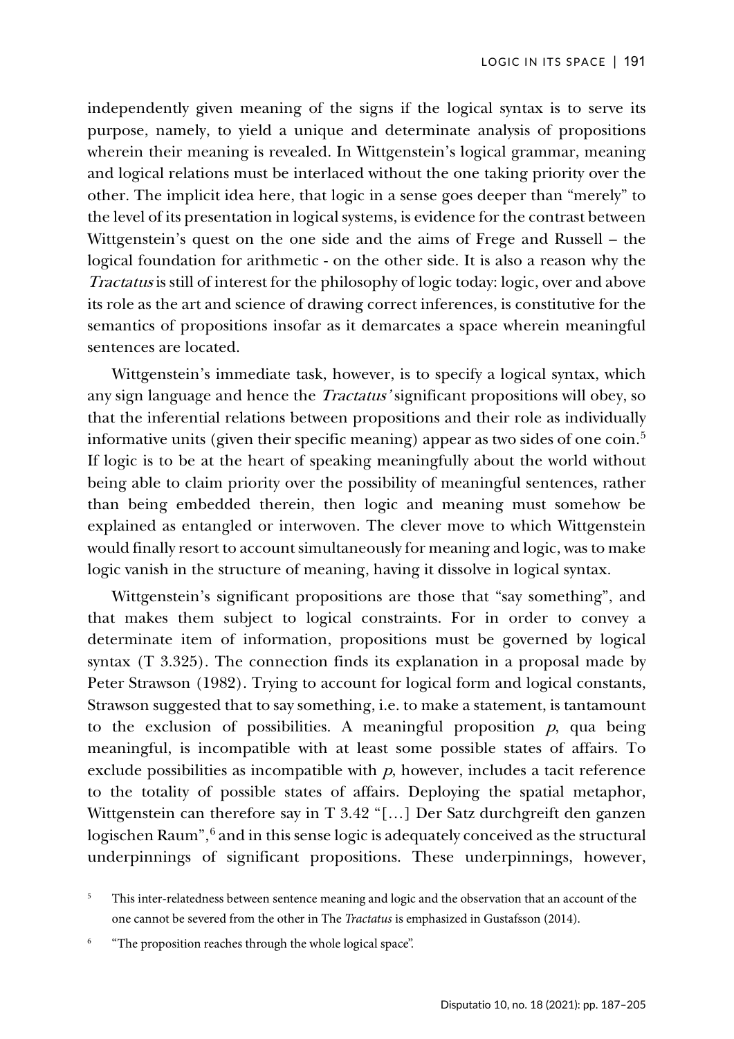independently given meaning of the signs if the logical syntax is to serve its purpose, namely, to yield a unique and determinate analysis of propositions wherein their meaning is revealed. In Wittgenstein's logical grammar, meaning and logical relations must be interlaced without the one taking priority over the other. The implicit idea here, that logic in a sense goes deeper than "merely" to the level of its presentation in logical systems, is evidence for the contrast between Wittgenstein's quest on the one side and the aims of Frege and Russell – the logical foundation for arithmetic - on the other side. It is also a reason why the *Tractatus* is still of interest for the philosophy of logic today: logic, over and above its role as the art and science of drawing correct inferences, is constitutive for the semantics of propositions insofar as it demarcates a space wherein meaningful sentences are located.

Wittgenstein's immediate task, however, is to specify a logical syntax, which any sign language and hence the *Tractatus'* significant propositions will obey, so that the inferential relations between propositions and their role as individually informative units (given their specific meaning) appear as two sides of one coin.[5] If logic is to be at the heart of speaking meaningfully about the world without being able to claim priority over the possibility of meaningful sentences, rather than being embedded therein, then logic and meaning must somehow be explained as entangled or interwoven. The clever move to which Wittgenstein would finally resort to account simultaneously for meaning and logic, was to make logic vanish in the structure of meaning, having it dissolve in logical syntax.

Wittgenstein's significant propositions are those that "say something", and that makes them subject to logical constraints. For in order to convey a determinate item of information, propositions must be governed by logical syntax (T 3.325). The connection finds its explanation in a proposal made by Peter Strawson (1982). Trying to account for logical form and logical constants, Strawson suggested that to say something, i.e. to make a statement, is tantamount to the exclusion of possibilities. A meaningful proposition *p*, qua being meaningful, is incompatible with at least some possible states of affairs. To exclude possibilities as incompatible with *p*, however, includes a tacit reference to the totality of possible states of affairs. Deploying the spatial metaphor, Wittgenstein can therefore say in T 3.42 "[…] Der Satz durchgreift den ganzen logischen Raum",[6] and in this sense logic is adequately conceived as the structural underpinnings of significant propositions. These underpinnings, however,

[5] This inter-relatedness between sentence meaning and logic and the observation that an account of the one cannot be severed from the other in The *Tractatus* is emphasized in Gustafsson (2014).

[6] "The proposition reaches through the whole logical space".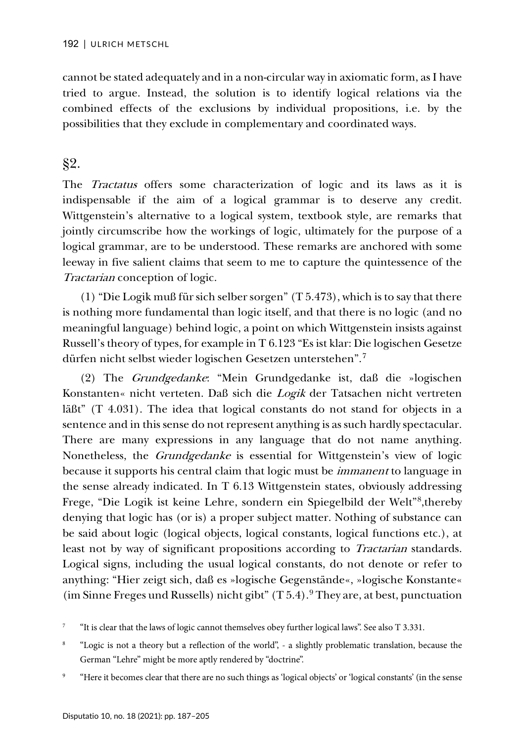cannot be stated adequately and in a non-circular way in axiomatic form, as I have tried to argue. Instead, the solution is to identify logical relations via the combined effects of the exclusions by individual propositions, i.e. by the possibilities that they exclude in complementary and coordinated ways.

## §2.

The *Tractatus* offers some characterization of logic and its laws as it is indispensable if the aim of a logical grammar is to deserve any credit. Wittgenstein's alternative to a logical system, textbook style, are remarks that jointly circumscribe how the workings of logic, ultimately for the purpose of a logical grammar, are to be understood. These remarks are anchored with some leeway in five salient claims that seem to me to capture the quintessence of the *Tractarian* conception of logic.

(1) "Die Logik muß für sich selber sorgen" (T 5.473), which is to say that there is nothing more fundamental than logic itself, and that there is no logic (and no meaningful language) behind logic, a point on which Wittgenstein insists against Russell's theory of types, for example in T 6.123 "Es ist klar: Die logischen Gesetze dürfen nicht selbst wieder logischen Gesetzen unterstehen".[7]

(2) The *Grundgedanke*: "Mein Grundgedanke ist, daß die »logischen Konstanten« nicht verteten. Daß sich die *Logik* der Tatsachen nicht vertreten läßt" (T 4.031). The idea that logical constants do not stand for objects in a sentence and in this sense do not represent anything is as such hardly spectacular. There are many expressions in any language that do not name anything. Nonetheless, the *Grundgedanke* is essential for Wittgenstein's view of logic because it supports his central claim that logic must be *immanent* to language in the sense already indicated. In T 6.13 Wittgenstein states, obviously addressing Frege, "Die Logik ist keine Lehre, sondern ein Spiegelbild der Welt"[8],thereby denying that logic has (or is) a proper subject matter. Nothing of substance can be said about logic (logical objects, logical constants, logical functions etc.), at least not by way of significant propositions according to *Tractarian* standards. Logical signs, including the usual logical constants, do not denote or refer to anything: "Hier zeigt sich, daß es »logische Gegenstände«, »logische Konstante« (im Sinne Freges und Russells) nicht gibt" (T 5.4).[9] They are, at best, punctuation

[7] "It is clear that the laws of logic cannot themselves obey further logical laws". See also T 3.331.

[8] "Logic is not a theory but a reflection of the world", - a slightly problematic translation, because the German "Lehre" might be more aptly rendered by "doctrine".

[9] "Here it becomes clear that there are no such things as 'logical objects' or 'logical constants' (in the sense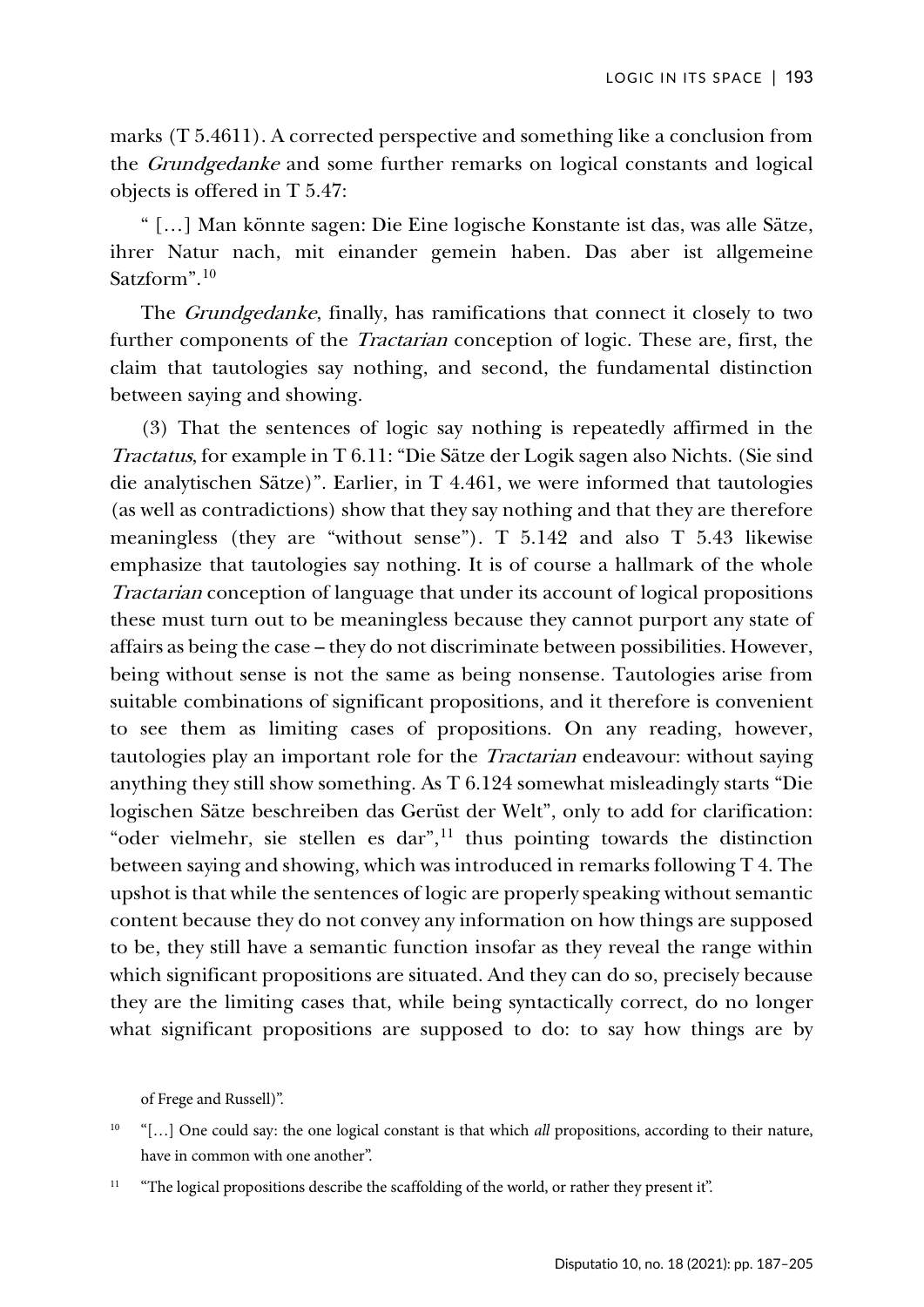marks (T 5.4611). A corrected perspective and something like a conclusion from the *Grundgedanke* and some further remarks on logical constants and logical objects is offered in T 5.47:

" […] Man könnte sagen: Die Eine logische Konstante ist das, was alle Sätze, ihrer Natur nach, mit einander gemein haben. Das aber ist allgemeine Satzform".[10]

The *Grundgedanke*, finally, has ramifications that connect it closely to two further components of the *Tractarian* conception of logic. These are, first, the claim that tautologies say nothing, and second, the fundamental distinction between saying and showing.

(3) That the sentences of logic say nothing is repeatedly affirmed in the *Tractatus*, for example in T 6.11: "Die Sätze der Logik sagen also Nichts. (Sie sind die analytischen Sätze)". Earlier, in T 4.461, we were informed that tautologies (as well as contradictions) show that they say nothing and that they are therefore meaningless (they are "without sense"). T 5.142 and also T 5.43 likewise emphasize that tautologies say nothing. It is of course a hallmark of the whole *Tractarian* conception of language that under its account of logical propositions these must turn out to be meaningless because they cannot purport any state of affairs as being the case – they do not discriminate between possibilities. However, being without sense is not the same as being nonsense. Tautologies arise from suitable combinations of significant propositions, and it therefore is convenient to see them as limiting cases of propositions. On any reading, however, tautologies play an important role for the *Tractarian* endeavour: without saying anything they still show something. As T 6.124 somewhat misleadingly starts "Die logischen Sätze beschreiben das Gerüst der Welt", only to add for clarification: "oder vielmehr, sie stellen es dar",[11] thus pointing towards the distinction between saying and showing, which was introduced in remarks following T 4. The upshot is that while the sentences of logic are properly speaking without semantic content because they do not convey any information on how things are supposed to be, they still have a semantic function insofar as they reveal the range within which significant propositions are situated. And they can do so, precisely because they are the limiting cases that, while being syntactically correct, do no longer what significant propositions are supposed to do: to say how things are by

of Frege and Russell)".

[10] "[…] One could say: the one logical constant is that which *all* propositions, according to their nature, have in common with one another".

[11] "The logical propositions describe the scaffolding of the world, or rather they present it".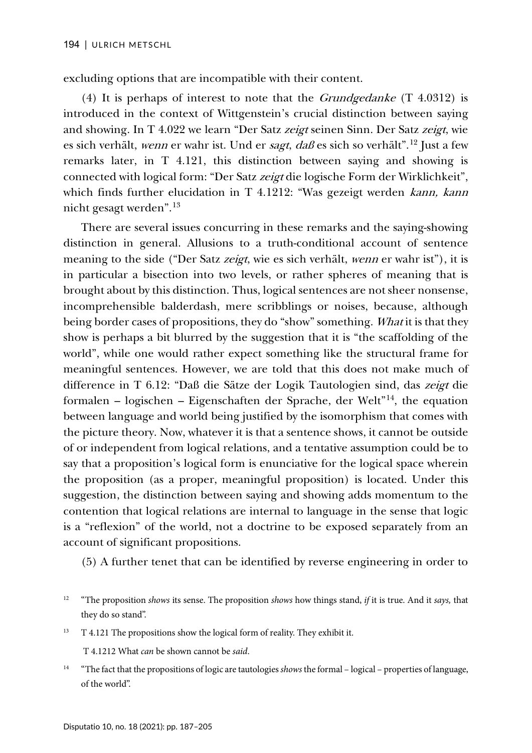excluding options that are incompatible with their content.

(4) It is perhaps of interest to note that the *Grundgedanke* (T 4.0312) is introduced in the context of Wittgenstein's crucial distinction between saying and showing. In T 4.022 we learn "Der Satz *zeigt* seinen Sinn. Der Satz *zeigt*, wie es sich verhält, *wenn* er wahr ist. Und er *sagt*, *daß* es sich so verhält".[12] Just a few remarks later, in T 4.121, this distinction between saying and showing is connected with logical form: "Der Satz *zeigt* die logische Form der Wirklichkeit", which finds further elucidation in T 4.1212: "Was gezeigt werden *kann, kann* nicht gesagt werden".[13]

There are several issues concurring in these remarks and the saying-showing distinction in general. Allusions to a truth-conditional account of sentence meaning to the side ("Der Satz *zeigt*, wie es sich verhält, *wenn* er wahr ist"), it is in particular a bisection into two levels, or rather spheres of meaning that is brought about by this distinction. Thus, logical sentences are not sheer nonsense, incomprehensible balderdash, mere scribblings or noises, because, although being border cases of propositions, they do "show" something. *What* it is that they show is perhaps a bit blurred by the suggestion that it is "the scaffolding of the world", while one would rather expect something like the structural frame for meaningful sentences. However, we are told that this does not make much of difference in T 6.12: "Daß die Sätze der Logik Tautologien sind, das *zeigt* die formalen – logischen – Eigenschaften der Sprache, der Welt"[14], the equation between language and world being justified by the isomorphism that comes with the picture theory. Now, whatever it is that a sentence shows, it cannot be outside of or independent from logical relations, and a tentative assumption could be to say that a proposition's logical form is enunciative for the logical space wherein the proposition (as a proper, meaningful proposition) is located. Under this suggestion, the distinction between saying and showing adds momentum to the contention that logical relations are internal to language in the sense that logic is a "reflexion" of the world, not a doctrine to be exposed separately from an account of significant propositions.

(5) A further tenet that can be identified by reverse engineering in order to

[12] "The proposition *shows* its sense. The proposition *shows* how things stand, *if* it is true. And it *says,* that they do so stand".

[13] T 4.121 The propositions show the logical form of reality. They exhibit it.

T 4.1212 What *can* be shown cannot be *said*.

[14] "The fact that the propositions of logic are tautologies *shows* the formal – logical – properties of language, of the world".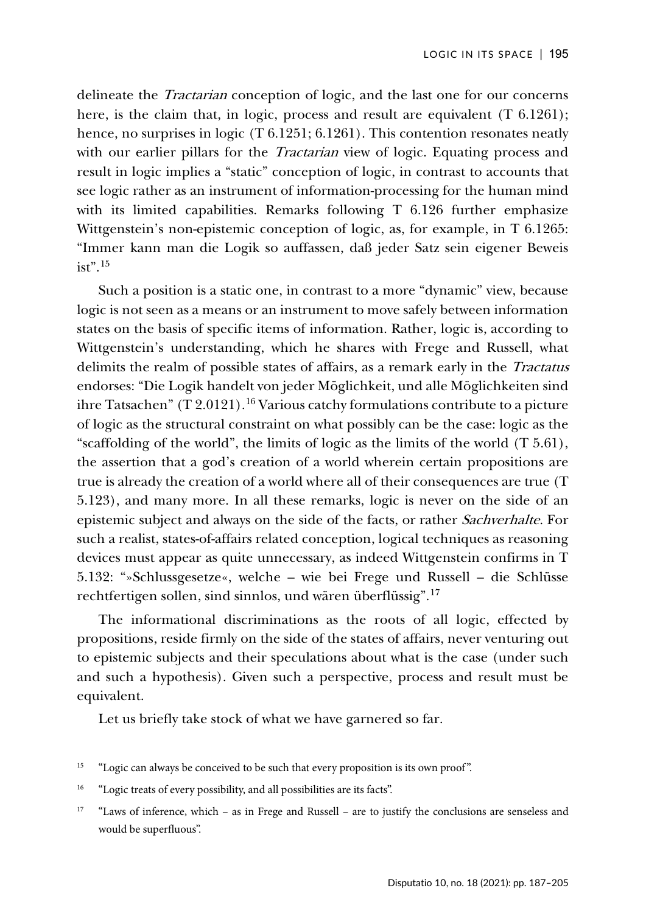delineate the *Tractarian* conception of logic, and the last one for our concerns here, is the claim that, in logic, process and result are equivalent (T 6.1261); hence, no surprises in logic (T 6.1251; 6.1261). This contention resonates neatly with our earlier pillars for the *Tractarian* view of logic. Equating process and result in logic implies a "static" conception of logic, in contrast to accounts that see logic rather as an instrument of information-processing for the human mind with its limited capabilities. Remarks following T 6.126 further emphasize Wittgenstein's non-epistemic conception of logic, as, for example, in T 6.1265: "Immer kann man die Logik so auffassen, daß jeder Satz sein eigener Beweis ist".[15]

Such a position is a static one, in contrast to a more "dynamic" view, because logic is not seen as a means or an instrument to move safely between information states on the basis of specific items of information. Rather, logic is, according to Wittgenstein's understanding, which he shares with Frege and Russell, what delimits the realm of possible states of affairs, as a remark early in the *Tractatus* endorses: "Die Logik handelt von jeder Möglichkeit, und alle Möglichkeiten sind ihre Tatsachen" (T 2.0121).[16] Various catchy formulations contribute to a picture of logic as the structural constraint on what possibly can be the case: logic as the "scaffolding of the world", the limits of logic as the limits of the world (T 5.61), the assertion that a god's creation of a world wherein certain propositions are true is already the creation of a world where all of their consequences are true (T 5.123), and many more. In all these remarks, logic is never on the side of an epistemic subject and always on the side of the facts, or rather *Sachverhalte*. For such a realist, states-of-affairs related conception, logical techniques as reasoning devices must appear as quite unnecessary, as indeed Wittgenstein confirms in T 5.132: "»Schlussgesetze«, welche – wie bei Frege und Russell – die Schlüsse rechtfertigen sollen, sind sinnlos, und wären überflüssig".[17]

The informational discriminations as the roots of all logic, effected by propositions, reside firmly on the side of the states of affairs, never venturing out to epistemic subjects and their speculations about what is the case (under such and such a hypothesis). Given such a perspective, process and result must be equivalent.

Let us briefly take stock of what we have garnered so far.

---

[15] "Logic can always be conceived to be such that every proposition is its own proof".

[16] "Logic treats of every possibility, and all possibilities are its facts".

[17] "Laws of inference, which – as in Frege and Russell – are to justify the conclusions are senseless and would be superfluous".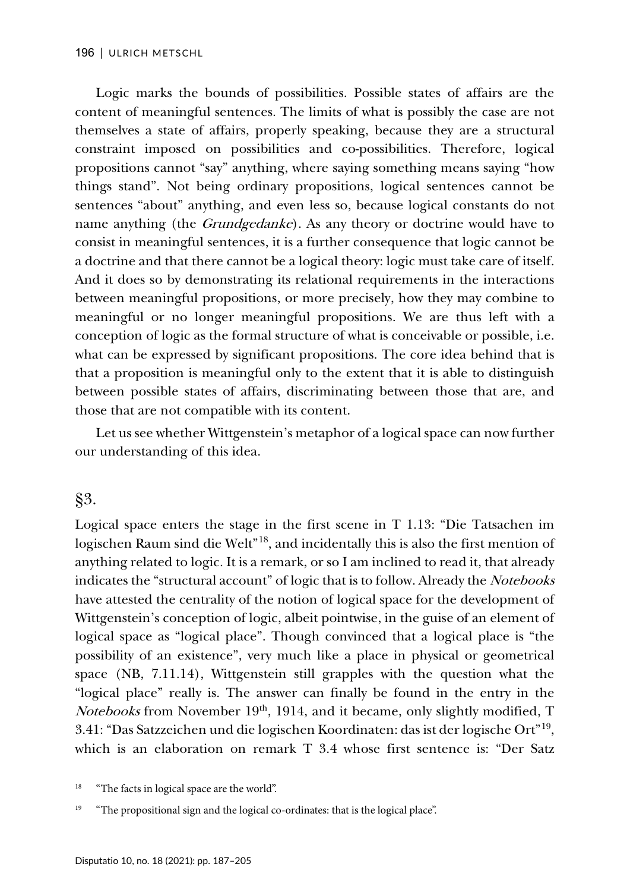Logic marks the bounds of possibilities. Possible states of affairs are the content of meaningful sentences. The limits of what is possibly the case are not themselves a state of affairs, properly speaking, because they are a structural constraint imposed on possibilities and co-possibilities. Therefore, logical propositions cannot "say" anything, where saying something means saying "how things stand". Not being ordinary propositions, logical sentences cannot be sentences "about" anything, and even less so, because logical constants do not name anything (the *Grundgedanke*). As any theory or doctrine would have to consist in meaningful sentences, it is a further consequence that logic cannot be a doctrine and that there cannot be a logical theory: logic must take care of itself. And it does so by demonstrating its relational requirements in the interactions between meaningful propositions, or more precisely, how they may combine to meaningful or no longer meaningful propositions. We are thus left with a conception of logic as the formal structure of what is conceivable or possible, i.e. what can be expressed by significant propositions. The core idea behind that is that a proposition is meaningful only to the extent that it is able to distinguish between possible states of affairs, discriminating between those that are, and those that are not compatible with its content.

Let us see whether Wittgenstein's metaphor of a logical space can now further our understanding of this idea.

## §3.

Logical space enters the stage in the first scene in T 1.13: "Die Tatsachen im logischen Raum sind die Welt"[18], and incidentally this is also the first mention of anything related to logic. It is a remark, or so I am inclined to read it, that already indicates the "structural account" of logic that is to follow. Already the *Notebooks* have attested the centrality of the notion of logical space for the development of Wittgenstein's conception of logic, albeit pointwise, in the guise of an element of logical space as "logical place". Though convinced that a logical place is "the possibility of an existence", very much like a place in physical or geometrical space (NB, 7.11.14), Wittgenstein still grapples with the question what the "logical place" really is. The answer can finally be found in the entry in the *Notebooks* from November 19th, 1914, and it became, only slightly modified, T 3.41: "Das Satzzeichen und die logischen Koordinaten: das ist der logische Ort"[19], which is an elaboration on remark T 3.4 whose first sentence is: "Der Satz

[18] "The facts in logical space are the world".

[19] "The propositional sign and the logical co-ordinates: that is the logical place".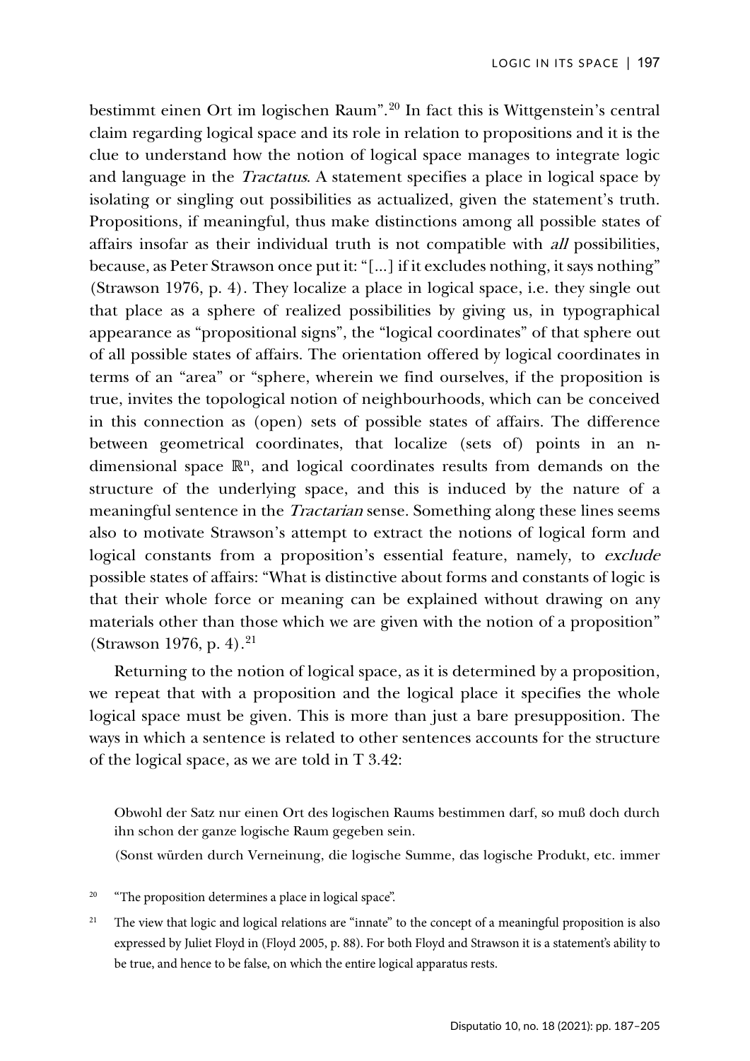bestimmt einen Ort im logischen Raum".[20] In fact this is Wittgenstein's central claim regarding logical space and its role in relation to propositions and it is the clue to understand how the notion of logical space manages to integrate logic and language in the *Tractatus*. A statement specifies a place in logical space by isolating or singling out possibilities as actualized, given the statement's truth. Propositions, if meaningful, thus make distinctions among all possible states of affairs insofar as their individual truth is not compatible with *all* possibilities, because, as Peter Strawson once put it: "[...] if it excludes nothing, it says nothing" (Strawson 1976, p. 4). They localize a place in logical space, i.e. they single out that place as a sphere of realized possibilities by giving us, in typographical appearance as "propositional signs", the "logical coordinates" of that sphere out of all possible states of affairs. The orientation offered by logical coordinates in terms of an "area" or "sphere, wherein we find ourselves, if the proposition is true, invites the topological notion of neighbourhoods, which can be conceived in this connection as (open) sets of possible states of affairs. The difference between geometrical coordinates, that localize (sets of) points in an n-dimensional space $\mathbb{R}^n$, and logical coordinates results from demands on the structure of the underlying space, and this is induced by the nature of a meaningful sentence in the *Tractarian* sense. Something along these lines seems also to motivate Strawson's attempt to extract the notions of logical form and logical constants from a proposition's essential feature, namely, to *exclude* possible states of affairs: "What is distinctive about forms and constants of logic is that their whole force or meaning can be explained without drawing on any materials other than those which we are given with the notion of a proposition" (Strawson 1976, p. 4).[21]

Returning to the notion of logical space, as it is determined by a proposition, we repeat that with a proposition and the logical place it specifies the whole logical space must be given. This is more than just a bare presupposition. The ways in which a sentence is related to other sentences accounts for the structure of the logical space, as we are told in T 3.42:

> Obwohl der Satz nur einen Ort des logischen Raums bestimmen darf, so muß doch durch ihn schon der ganze logische Raum gegeben sein.
>
> (Sonst würden durch Verneinung, die logische Summe, das logische Produkt, etc. immer

[20] "The proposition determines a place in logical space".

[21] The view that logic and logical relations are "innate" to the concept of a meaningful proposition is also expressed by Juliet Floyd in (Floyd 2005, p. 88). For both Floyd and Strawson it is a statement's ability to be true, and hence to be false, on which the entire logical apparatus rests.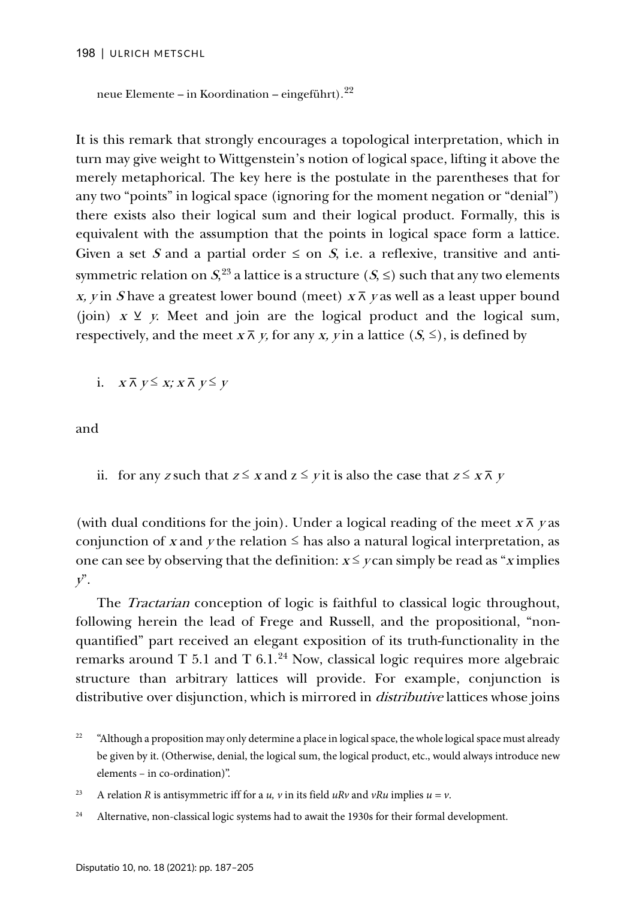neue Elemente – in Koordination – eingeführt).[22]

It is this remark that strongly encourages a topological interpretation, which in turn may give weight to Wittgenstein's notion of logical space, lifting it above the merely metaphorical. The key here is the postulate in the parentheses that for any two "points" in logical space (ignoring for the moment negation or "denial") there exists also their logical sum and their logical product. Formally, this is equivalent with the assumption that the points in logical space form a lattice. Given a set $S$ and a partial order $\leq$ on $S$, i.e. a reflexive, transitive and antisymmetric relation on $S$,[23] a lattice is a structure $(S, \leq)$ such that any two elements $x, y$ in $S$ have a greatest lower bound (meet) $x \barwedge y$ as well as a least upper bound (join) $x \veebar y$. Meet and join are the logical product and the logical sum, respectively, and the meet $x \barwedge y$, for any $x, y$ in a lattice $(S, \leq)$, is defined by

i. $x \barwedge y \leq x; x \barwedge y \leq y$

and

ii. for any $z$ such that $z \leq x$ and $z \leq y$ it is also the case that $z \leq x \barwedge y$

(with dual conditions for the join). Under a logical reading of the meet $x \barwedge y$ as conjunction of $x$ and $y$ the relation $\leq$ has also a natural logical interpretation, as one can see by observing that the definition: $x \leq y$ can simply be read as "$x$ implies $y$".

The *Tractarian* conception of logic is faithful to classical logic throughout, following herein the lead of Frege and Russell, and the propositional, "non-quantified" part received an elegant exposition of its truth-functionality in the remarks around T 5.1 and T 6.1.[24] Now, classical logic requires more algebraic structure than arbitrary lattices will provide. For example, conjunction is distributive over disjunction, which is mirrored in *distributive* lattices whose joins

[22] "Although a proposition may only determine a place in logical space, the whole logical space must already be given by it. (Otherwise, denial, the logical sum, the logical product, etc., would always introduce new elements – in co-ordination)".

[23] A relation $R$ is antisymmetric iff for a $u, v$ in its field $uRv$ and $vRu$ implies $u = v$.

[24] Alternative, non-classical logic systems had to await the 1930s for their formal development.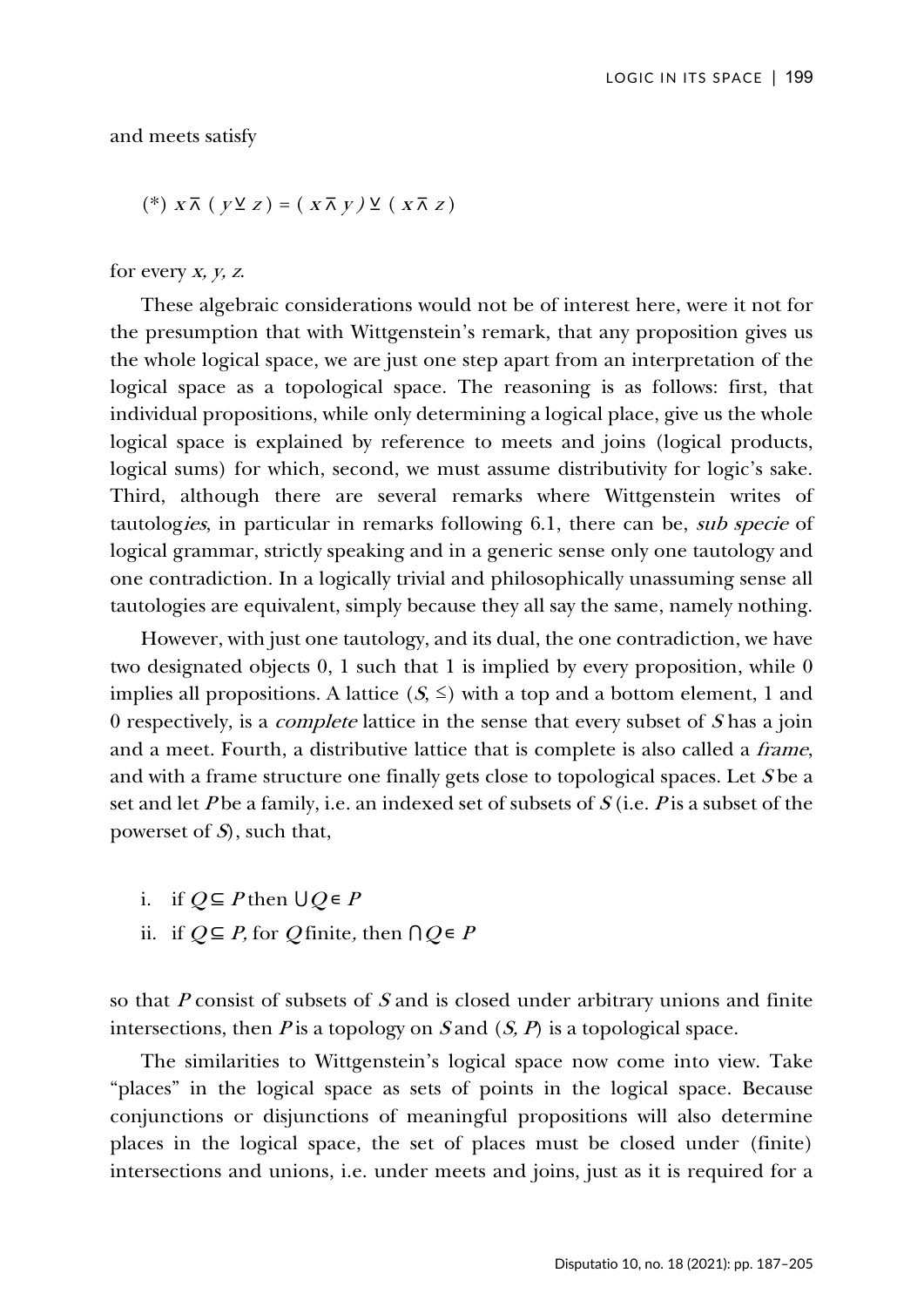and meets satisfy

$$(*)\ x \barwedge ( y \veebar z ) = ( x \barwedge y ) \veebar ( x \barwedge z )$$

for every *x, y, z.*

These algebraic considerations would not be of interest here, were it not for the presumption that with Wittgenstein's remark, that any proposition gives us the whole logical space, we are just one step apart from an interpretation of the logical space as a topological space. The reasoning is as follows: first, that individual propositions, while only determining a logical place, give us the whole logical space is explained by reference to meets and joins (logical products, logical sums) for which, second, we must assume distributivity for logic's sake. Third, although there are several remarks where Wittgenstein writes of tautolog*ies*, in particular in remarks following 6.1, there can be, *sub specie* of logical grammar, strictly speaking and in a generic sense only one tautology and one contradiction. In a logically trivial and philosophically unassuming sense all tautologies are equivalent, simply because they all say the same, namely nothing.

However, with just one tautology, and its dual, the one contradiction, we have two designated objects 0, 1 such that 1 is implied by every proposition, while 0 implies all propositions. A lattice $(S, \leq)$ with a top and a bottom element, 1 and 0 respectively, is a *complete* lattice in the sense that every subset of $S$ has a join and a meet. Fourth, a distributive lattice that is complete is also called a *frame*, and with a frame structure one finally gets close to topological spaces. Let $S$ be a set and let $P$ be a family, i.e. an indexed set of subsets of $S$ (i.e. $P$ is a subset of the powerset of $S$), such that,

i. if $Q \subseteq P$ then $\bigcup Q \in P$
ii. if $Q \subseteq P$, for $Q$ finite, then $\bigcap Q \in P$

so that $P$ consist of subsets of $S$ and is closed under arbitrary unions and finite intersections, then $P$ is a topology on $S$ and $(S, P)$ is a topological space.

The similarities to Wittgenstein's logical space now come into view. Take "places" in the logical space as sets of points in the logical space. Because conjunctions or disjunctions of meaningful propositions will also determine places in the logical space, the set of places must be closed under (finite) intersections and unions, i.e. under meets and joins, just as it is required for a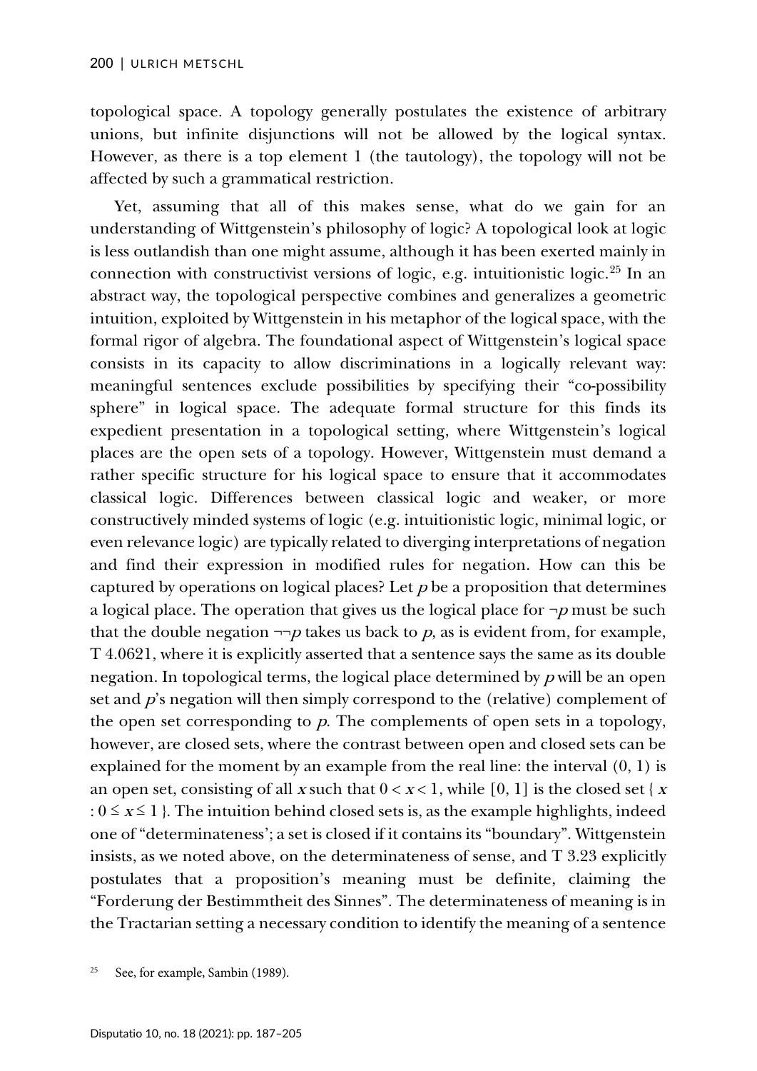topological space. A topology generally postulates the existence of arbitrary unions, but infinite disjunctions will not be allowed by the logical syntax. However, as there is a top element 1 (the tautology), the topology will not be affected by such a grammatical restriction.

Yet, assuming that all of this makes sense, what do we gain for an understanding of Wittgenstein's philosophy of logic? A topological look at logic is less outlandish than one might assume, although it has been exerted mainly in connection with constructivist versions of logic, e.g. intuitionistic logic.[25] In an abstract way, the topological perspective combines and generalizes a geometric intuition, exploited by Wittgenstein in his metaphor of the logical space, with the formal rigor of algebra. The foundational aspect of Wittgenstein's logical space consists in its capacity to allow discriminations in a logically relevant way: meaningful sentences exclude possibilities by specifying their "co-possibility sphere" in logical space. The adequate formal structure for this finds its expedient presentation in a topological setting, where Wittgenstein's logical places are the open sets of a topology. However, Wittgenstein must demand a rather specific structure for his logical space to ensure that it accommodates classical logic. Differences between classical logic and weaker, or more constructively minded systems of logic (e.g. intuitionistic logic, minimal logic, or even relevance logic) are typically related to diverging interpretations of negation and find their expression in modified rules for negation. How can this be captured by operations on logical places? Let $p$ be a proposition that determines a logical place. The operation that gives us the logical place for $\neg p$ must be such that the double negation $\neg\neg p$ takes us back to $p$, as is evident from, for example, T 4.0621, where it is explicitly asserted that a sentence says the same as its double negation. In topological terms, the logical place determined by $p$ will be an open set and $p$'s negation will then simply correspond to the (relative) complement of the open set corresponding to $p$. The complements of open sets in a topology, however, are closed sets, where the contrast between open and closed sets can be explained for the moment by an example from the real line: the interval $(0, 1)$ is an open set, consisting of all $x$ such that $0 < x < 1$, while $[0, 1]$ is the closed set $\{ x : 0 \leq x \leq 1 \}$. The intuition behind closed sets is, as the example highlights, indeed one of "determinateness'; a set is closed if it contains its "boundary". Wittgenstein insists, as we noted above, on the determinateness of sense, and T 3.23 explicitly postulates that a proposition's meaning must be definite, claiming the "Forderung der Bestimmtheit des Sinnes". The determinateness of meaning is in the Tractarian setting a necessary condition to identify the meaning of a sentence

[25] See, for example, Sambin (1989).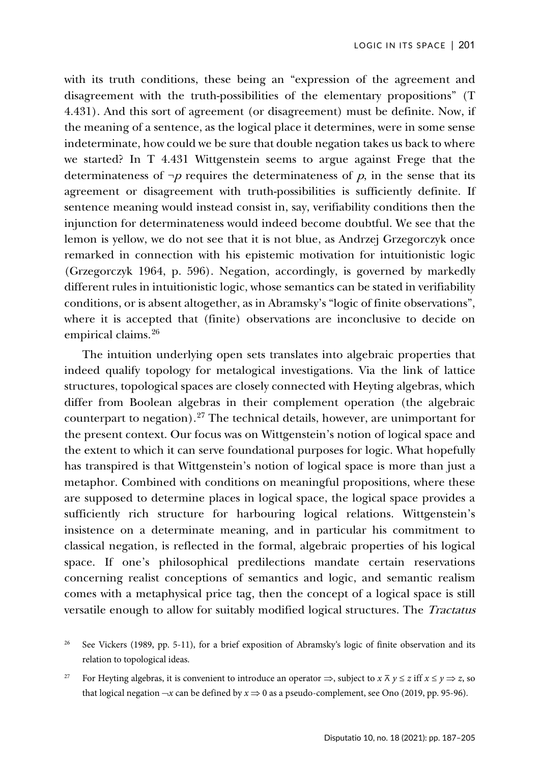with its truth conditions, these being an "expression of the agreement and disagreement with the truth-possibilities of the elementary propositions" (T 4.431). And this sort of agreement (or disagreement) must be definite. Now, if the meaning of a sentence, as the logical place it determines, were in some sense indeterminate, how could we be sure that double negation takes us back to where we started? In T 4.431 Wittgenstein seems to argue against Frege that the determinateness of $\neg p$ requires the determinateness of $p$, in the sense that its agreement or disagreement with truth-possibilities is sufficiently definite. If sentence meaning would instead consist in, say, verifiability conditions then the injunction for determinateness would indeed become doubtful. We see that the lemon is yellow, we do not see that it is not blue, as Andrzej Grzegorczyk once remarked in connection with his epistemic motivation for intuitionistic logic (Grzegorczyk 1964, p. 596). Negation, accordingly, is governed by markedly different rules in intuitionistic logic, whose semantics can be stated in verifiability conditions, or is absent altogether, as in Abramsky's "logic of finite observations", where it is accepted that (finite) observations are inconclusive to decide on empirical claims.[26]

The intuition underlying open sets translates into algebraic properties that indeed qualify topology for metalogical investigations. Via the link of lattice structures, topological spaces are closely connected with Heyting algebras, which differ from Boolean algebras in their complement operation (the algebraic counterpart to negation).[27] The technical details, however, are unimportant for the present context. Our focus was on Wittgenstein's notion of logical space and the extent to which it can serve foundational purposes for logic. What hopefully has transpired is that Wittgenstein's notion of logical space is more than just a metaphor. Combined with conditions on meaningful propositions, where these are supposed to determine places in logical space, the logical space provides a sufficiently rich structure for harbouring logical relations. Wittgenstein's insistence on a determinate meaning, and in particular his commitment to classical negation, is reflected in the formal, algebraic properties of his logical space. If one's philosophical predilections mandate certain reservations concerning realist conceptions of semantics and logic, and semantic realism comes with a metaphysical price tag, then the concept of a logical space is still versatile enough to allow for suitably modified logical structures. The *Tractatus*

[26] See Vickers (1989, pp. 5-11), for a brief exposition of Abramsky's logic of finite observation and its relation to topological ideas.

[27] For Heyting algebras, it is convenient to introduce an operator $\Rightarrow$, subject to $x \barwedge y \leq z$ iff $x \leq y \Rightarrow z$, so that logical negation $\neg x$ can be defined by $x \Rightarrow 0$ as a pseudo-complement, see Ono (2019, pp. 95-96).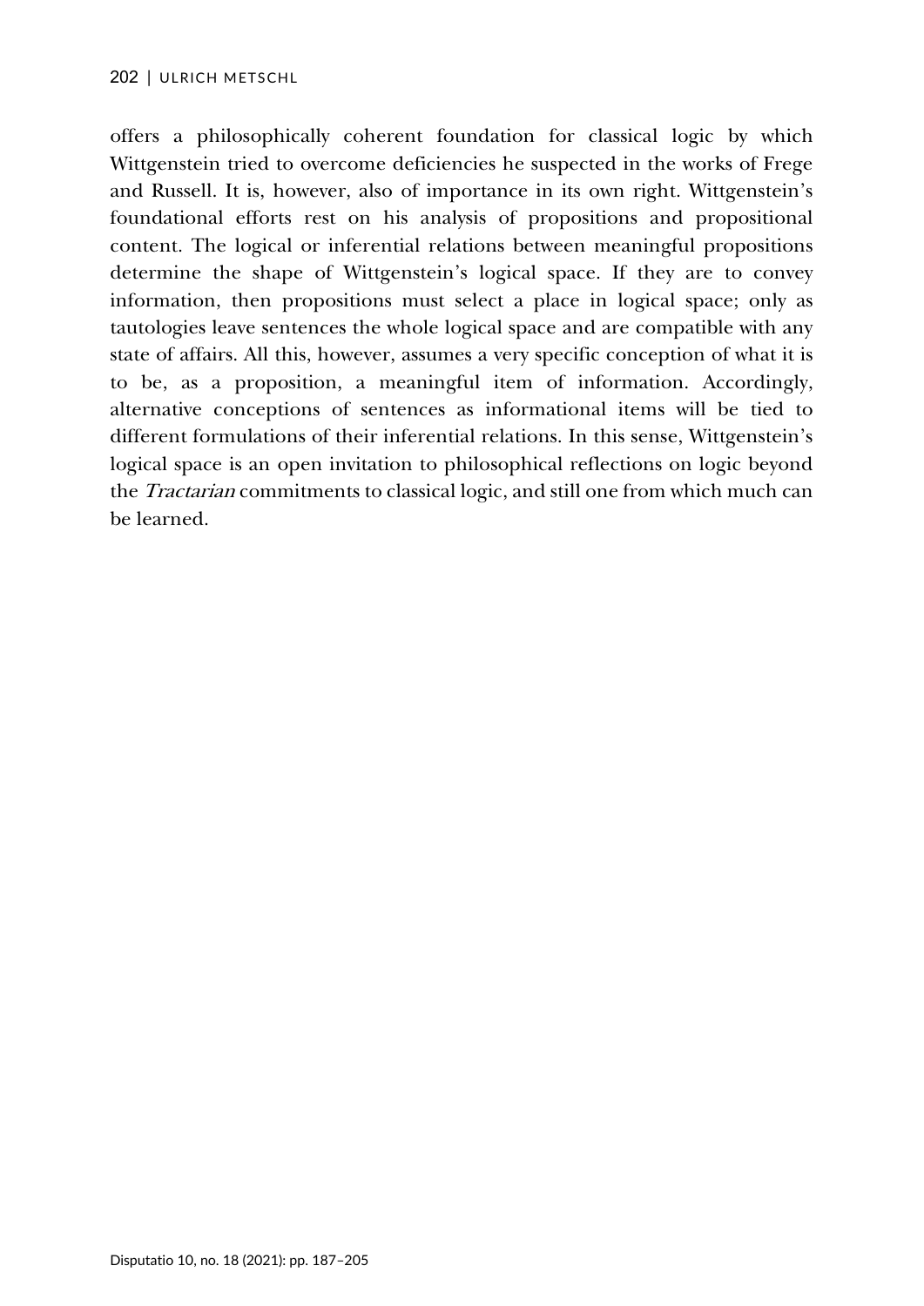offers a philosophically coherent foundation for classical logic by which Wittgenstein tried to overcome deficiencies he suspected in the works of Frege and Russell. It is, however, also of importance in its own right. Wittgenstein's foundational efforts rest on his analysis of propositions and propositional content. The logical or inferential relations between meaningful propositions determine the shape of Wittgenstein's logical space. If they are to convey information, then propositions must select a place in logical space; only as tautologies leave sentences the whole logical space and are compatible with any state of affairs. All this, however, assumes a very specific conception of what it is to be, as a proposition, a meaningful item of information. Accordingly, alternative conceptions of sentences as informational items will be tied to different formulations of their inferential relations. In this sense, Wittgenstein's logical space is an open invitation to philosophical reflections on logic beyond the *Tractarian* commitments to classical logic, and still one from which much can be learned.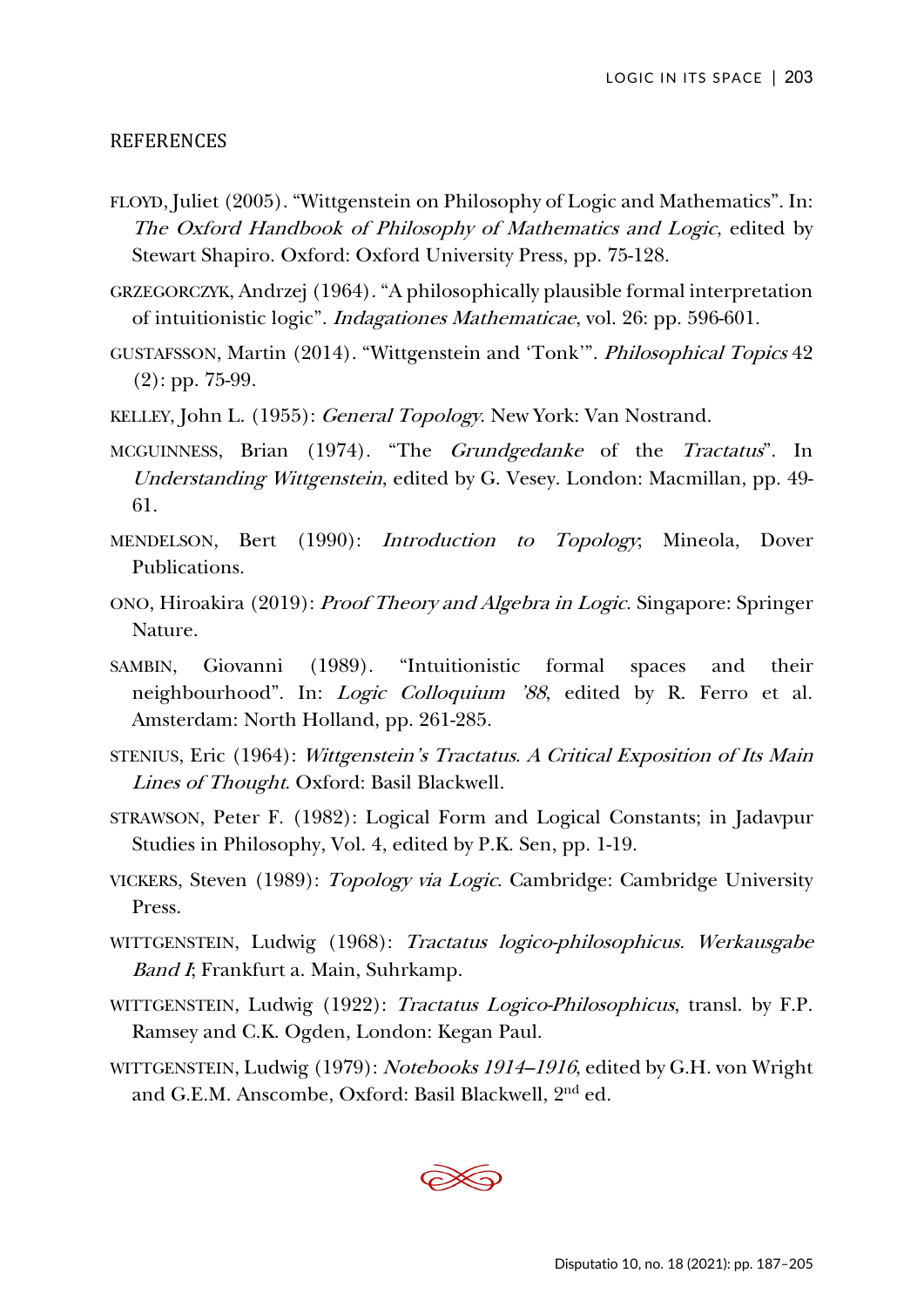## REFERENCES

FLOYD, Juliet (2005). "Wittgenstein on Philosophy of Logic and Mathematics". In: *The Oxford Handbook of Philosophy of Mathematics and Logic*, edited by Stewart Shapiro. Oxford: Oxford University Press, pp. 75-128.

GRZEGORCZYK, Andrzej (1964). "A philosophically plausible formal interpretation of intuitionistic logic". *Indagationes Mathematicae*, vol. 26: pp. 596-601.

GUSTAFSSON, Martin (2014). "Wittgenstein and 'Tonk'". *Philosophical Topics* 42 (2): pp. 75-99.

KELLEY, John L. (1955): *General Topology*. New York: Van Nostrand.

MCGUINNESS, Brian (1974). "The *Grundgedanke* of the *Tractatus*". In *Understanding Wittgenstein*, edited by G. Vesey. London: Macmillan, pp. 49-61.

MENDELSON, Bert (1990): *Introduction to Topology*; Mineola, Dover Publications.

ONO, Hiroakira (2019): *Proof Theory and Algebra in Logic*. Singapore: Springer Nature.

SAMBIN, Giovanni (1989). "Intuitionistic formal spaces and their neighbourhood". In: *Logic Colloquium '88*, edited by R. Ferro et al. Amsterdam: North Holland, pp. 261-285.

STENIUS, Eric (1964): *Wittgenstein's Tractatus. A Critical Exposition of Its Main Lines of Thought*. Oxford: Basil Blackwell.

STRAWSON, Peter F. (1982): Logical Form and Logical Constants; in Jadavpur Studies in Philosophy, Vol. 4, edited by P.K. Sen, pp. 1-19.

VICKERS, Steven (1989): *Topology via Logic*. Cambridge: Cambridge University Press.

WITTGENSTEIN, Ludwig (1968): *Tractatus logico-philosophicus. Werkausgabe Band I*; Frankfurt a. Main, Suhrkamp.

WITTGENSTEIN, Ludwig (1922): *Tractatus Logico-Philosophicus*, transl. by F.P. Ramsey and C.K. Ogden, London: Kegan Paul.

WITTGENSTEIN, Ludwig (1979): *Notebooks 1914–1916*, edited by G.H. von Wright and G.E.M. Anscombe, Oxford: Basil Blackwell, 2nd ed.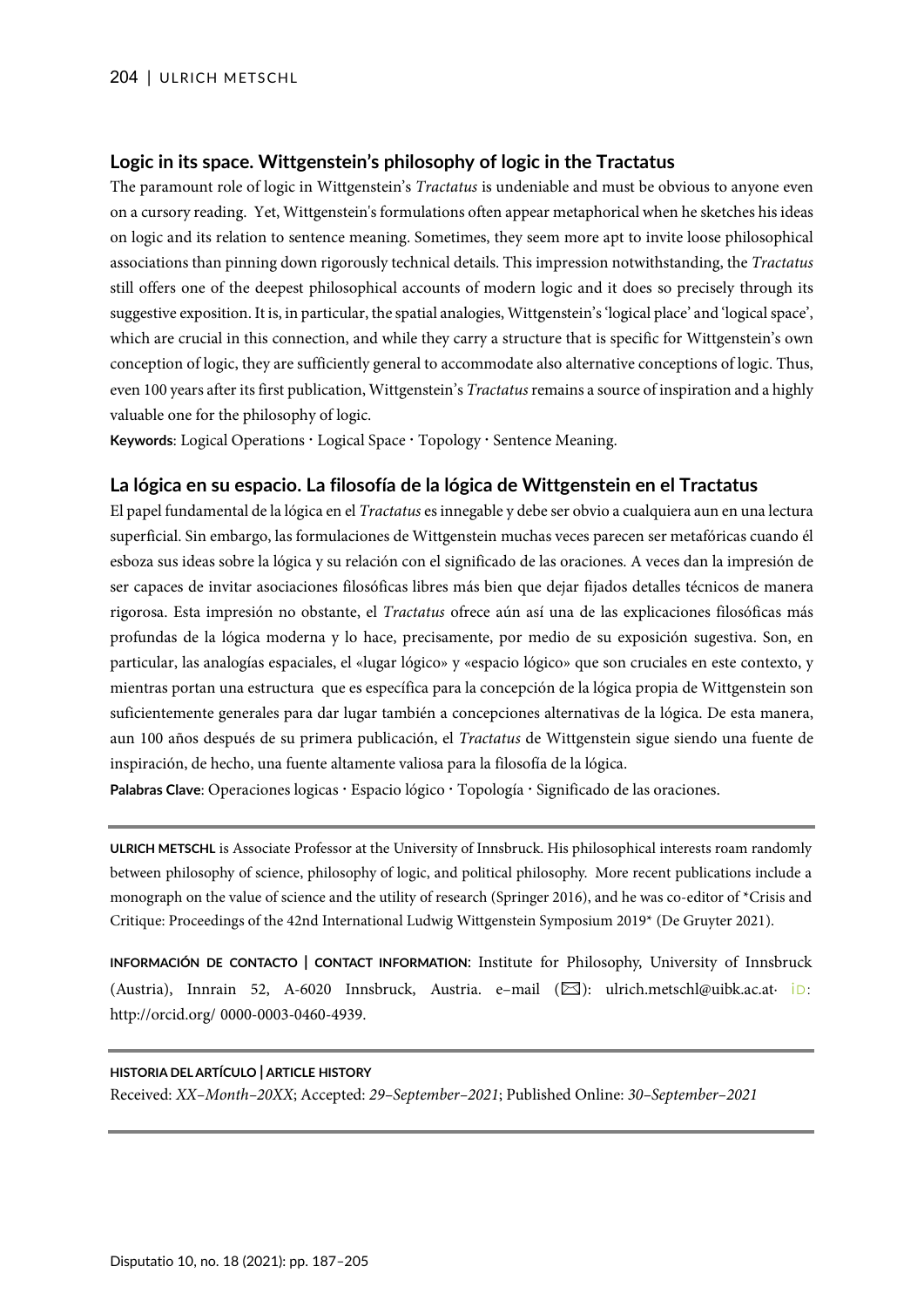## Logic in its space. Wittgenstein's philosophy of logic in the Tractatus

The paramount role of logic in Wittgenstein's *Tractatus* is undeniable and must be obvious to anyone even on a cursory reading. Yet, Wittgenstein's formulations often appear metaphorical when he sketches his ideas on logic and its relation to sentence meaning. Sometimes, they seem more apt to invite loose philosophical associations than pinning down rigorously technical details. This impression notwithstanding, the *Tractatus* still offers one of the deepest philosophical accounts of modern logic and it does so precisely through its suggestive exposition. It is, in particular, the spatial analogies, Wittgenstein's 'logical place' and 'logical space', which are crucial in this connection, and while they carry a structure that is specific for Wittgenstein's own conception of logic, they are sufficiently general to accommodate also alternative conceptions of logic. Thus, even 100 years after its first publication, Wittgenstein's *Tractatus* remains a source of inspiration and a highly valuable one for the philosophy of logic.

**Keywords**: Logical Operations · Logical Space · Topology · Sentence Meaning.

## La lógica en su espacio. La filosofía de la lógica de Wittgenstein en el Tractatus

El papel fundamental de la lógica en el *Tractatus* es innegable y debe ser obvio a cualquiera aun en una lectura superficial. Sin embargo, las formulaciones de Wittgenstein muchas veces parecen ser metafóricas cuando él esboza sus ideas sobre la lógica y su relación con el significado de las oraciones. A veces dan la impresión de ser capaces de invitar asociaciones filosóficas libres más bien que dejar fijados detalles técnicos de manera rigorosa. Esta impresión no obstante, el *Tractatus* ofrece aún así una de las explicaciones filosóficas más profundas de la lógica moderna y lo hace, precisamente, por medio de su exposición sugestiva. Son, en particular, las analogías espaciales, el «lugar lógico» y «espacio lógico» que son cruciales en este contexto, y mientras portan una estructura que es específica para la concepción de la lógica propia de Wittgenstein son suficientemente generales para dar lugar también a concepciones alternativas de la lógica. De esta manera, aun 100 años después de su primera publicación, el *Tractatus* de Wittgenstein sigue siendo una fuente de inspiración, de hecho, una fuente altamente valiosa para la filosofía de la lógica.

**Palabras Clave**: Operaciones logicas · Espacio lógico · Topología · Significado de las oraciones.

---

**ULRICH METSCHL** is Associate Professor at the University of Innsbruck. His philosophical interests roam randomly between philosophy of science, philosophy of logic, and political philosophy. More recent publications include a monograph on the value of science and the utility of research (Springer 2016), and he was co-editor of *Crisis and Critique: Proceedings of the 42nd International Ludwig Wittgenstein Symposium 2019* (De Gruyter 2021).

**INFORMACIÓN DE CONTACTO | CONTACT INFORMATION**: Institute for Philosophy, University of Innsbruck (Austria), Innrain 52, A-6020 Innsbruck, Austria. e–mail (✉): ulrich.metschl@uibk.ac.at· iD: http://orcid.org/ 0000-0003-0460-4939.

---

**HISTORIA DEL ARTÍCULO | ARTICLE HISTORY**

Received: *XX–Month–20XX*; Accepted: *29–September–2021*; Published Online: *30–September–2021*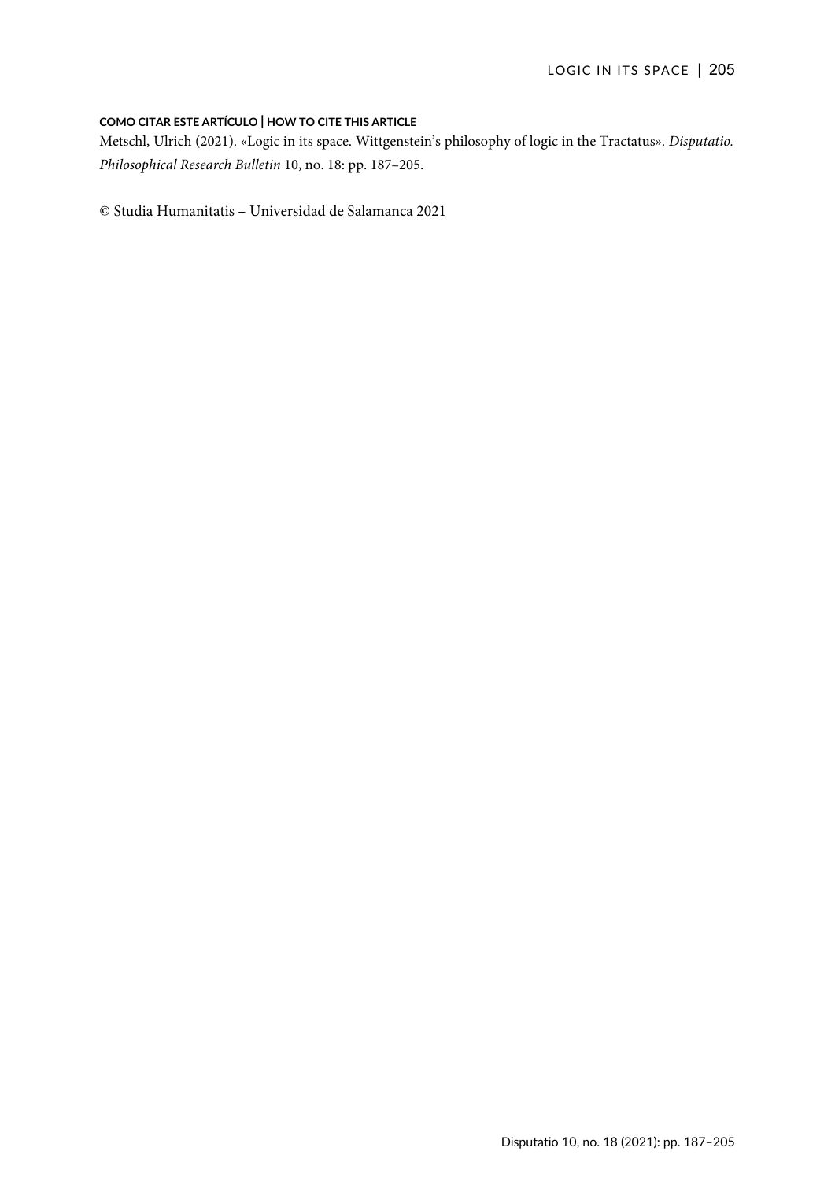**COMO CITAR ESTE ARTÍCULO | HOW TO CITE THIS ARTICLE**

Metschl, Ulrich (2021). «Logic in its space. Wittgenstein's philosophy of logic in the Tractatus». *Disputatio. Philosophical Research Bulletin* 10, no. 18: pp. 187–205.

© Studia Humanitatis – Universidad de Salamanca 2021